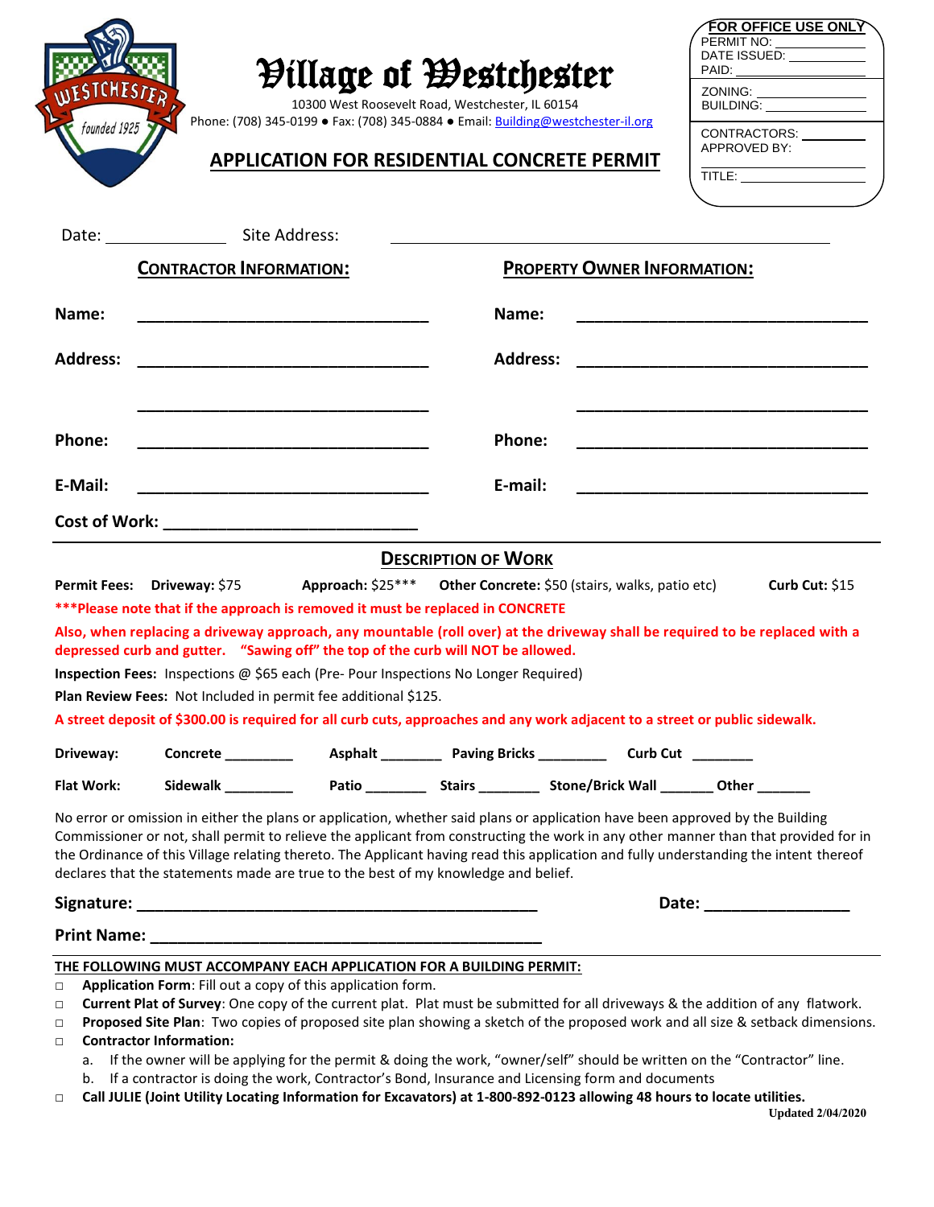# Village of Westchester

10300 West Roosevelt Road, Westchester, IL 60154
Phone: (708) 345-0199 ● Fax: (708) 345-0884 ● Email: Building@westchester-il.org

**FOR OFFICE USE ONLY**
PERMIT NO: ___________
DATE ISSUED: ___________
PAID: ___________
ZONING: ___________
BUILDING: ___________
CONTRACTORS: ___________
APPROVED BY: ___________
TITLE: ___________

## APPLICATION FOR RESIDENTIAL CONCRETE PERMIT

Date: ______________ Site Address: ________________________________________________

| **CONTRACTOR INFORMATION:** | | **PROPERTY OWNER INFORMATION:** | |
|---|---|---|---|
| **Name:** | ______________________________ | **Name:** | ______________________________ |
| **Address:** | ______________________________ | **Address:** | ______________________________ |
| | ______________________________ | | ______________________________ |
| **Phone:** | ______________________________ | **Phone:** | ______________________________ |
| **E-Mail:** | ______________________________ | **E-mail:** | ______________________________ |

**Cost of Work:** __________________________

## DESCRIPTION OF WORK

**Permit Fees:** **Driveway:** $75 **Approach:** $25*** **Other Concrete:** $50 (stairs, walks, patio etc) **Curb Cut:** $15

***Please note that if the approach is removed it must be replaced in CONCRETE

**Also, when replacing a driveway approach, any mountable (roll over) at the driveway shall be required to be replaced with a depressed curb and gutter. "Sawing off" the top of the curb will NOT be allowed.**

**Inspection Fees:** Inspections @ $65 each (Pre- Pour Inspections No Longer Required)

**Plan Review Fees:** Not Included in permit fee additional $125.

**A street deposit of $300.00 is required for all curb cuts, approaches and any work adjacent to a street or public sidewalk.**

**Driveway:** **Concrete** ________ **Asphalt** ________ **Paving Bricks** ________ **Curb Cut** ________

**Flat Work:** **Sidewalk** ________ **Patio** ________ **Stairs** ________ **Stone/Brick Wall** _______ **Other** _______

No error or omission in either the plans or application, whether said plans or application have been approved by the Building Commissioner or not, shall permit to relieve the applicant from constructing the work in any other manner than that provided for in the Ordinance of this Village relating thereto. The Applicant having read this application and fully understanding the intent thereof declares that the statements made are true to the best of my knowledge and belief.

**Signature:** ____________________________________________ **Date:** ________________

**Print Name:** ____________________________________________

**THE FOLLOWING MUST ACCOMPANY EACH APPLICATION FOR A BUILDING PERMIT:**

- □ **Application Form**: Fill out a copy of this application form.
- □ **Current Plat of Survey**: One copy of the current plat. Plat must be submitted for all driveways & the addition of any flatwork.
- □ **Proposed Site Plan**: Two copies of proposed site plan showing a sketch of the proposed work and all size & setback dimensions.
- □ **Contractor Information:**
  a. If the owner will be applying for the permit & doing the work, "owner/self" should be written on the "Contractor" line.
  b. If a contractor is doing the work, Contractor's Bond, Insurance and Licensing form and documents
- □ **Call JULIE (Joint Utility Locating Information for Excavators) at 1-800-892-0123 allowing 48 hours to locate utilities.**

Updated 2/04/2020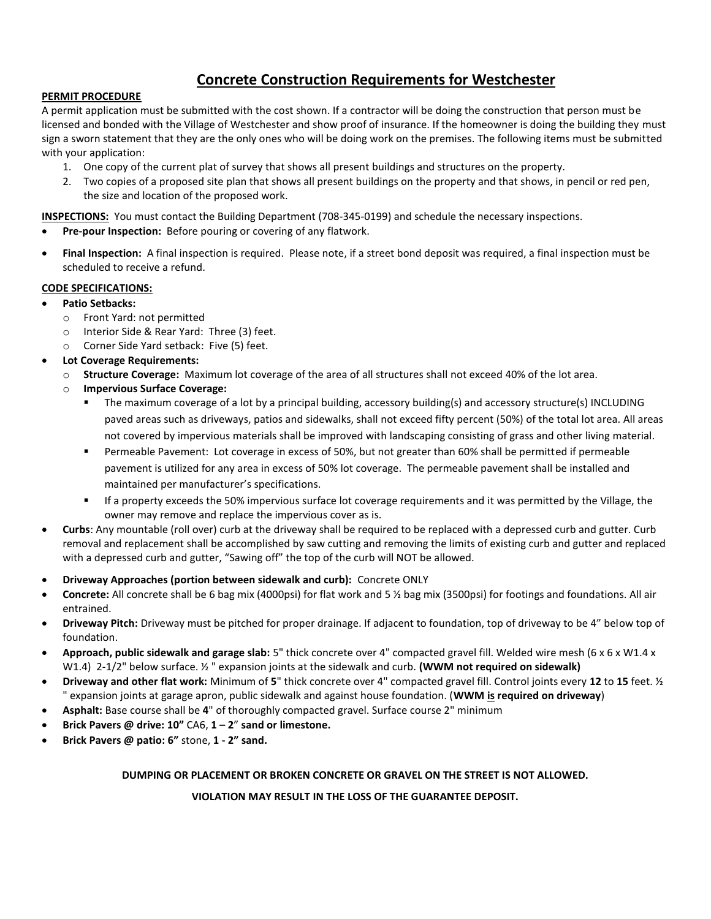# Concrete Construction Requirements for Westchester

**PERMIT PROCEDURE**

A permit application must be submitted with the cost shown. If a contractor will be doing the construction that person must be licensed and bonded with the Village of Westchester and show proof of insurance. If the homeowner is doing the building they must sign a sworn statement that they are the only ones who will be doing work on the premises. The following items must be submitted with your application:

1. One copy of the current plat of survey that shows all present buildings and structures on the property.
2. Two copies of a proposed site plan that shows all present buildings on the property and that shows, in pencil or red pen, the size and location of the proposed work.

**INSPECTIONS:** You must contact the Building Department (708-345-0199) and schedule the necessary inspections.

- **Pre-pour Inspection:** Before pouring or covering of any flatwork.
- **Final Inspection:** A final inspection is required. Please note, if a street bond deposit was required, a final inspection must be scheduled to receive a refund.

**CODE SPECIFICATIONS:**

- **Patio Setbacks:**
  - Front Yard: not permitted
  - Interior Side & Rear Yard: Three (3) feet.
  - Corner Side Yard setback: Five (5) feet.
- **Lot Coverage Requirements:**
  - **Structure Coverage:** Maximum lot coverage of the area of all structures shall not exceed 40% of the lot area.
  - **Impervious Surface Coverage:**
    - The maximum coverage of a lot by a principal building, accessory building(s) and accessory structure(s) INCLUDING paved areas such as driveways, patios and sidewalks, shall not exceed fifty percent (50%) of the total lot area. All areas not covered by impervious materials shall be improved with landscaping consisting of grass and other living material.
    - Permeable Pavement: Lot coverage in excess of 50%, but not greater than 60% shall be permitted if permeable pavement is utilized for any area in excess of 50% lot coverage. The permeable pavement shall be installed and maintained per manufacturer's specifications.
    - If a property exceeds the 50% impervious surface lot coverage requirements and it was permitted by the Village, the owner may remove and replace the impervious cover as is.
- **Curbs**: Any mountable (roll over) curb at the driveway shall be required to be replaced with a depressed curb and gutter. Curb removal and replacement shall be accomplished by saw cutting and removing the limits of existing curb and gutter and replaced with a depressed curb and gutter, "Sawing off" the top of the curb will NOT be allowed.
- **Driveway Approaches (portion between sidewalk and curb):** Concrete ONLY
- **Concrete:** All concrete shall be 6 bag mix (4000psi) for flat work and 5 ½ bag mix (3500psi) for footings and foundations. All air entrained.
- **Driveway Pitch:** Driveway must be pitched for proper drainage. If adjacent to foundation, top of driveway to be 4" below top of foundation.
- **Approach, public sidewalk and garage slab:** 5" thick concrete over 4" compacted gravel fill. Welded wire mesh (6 x 6 x W1.4 x W1.4) 2-1/2" below surface. ½ " expansion joints at the sidewalk and curb. **(WWM not required on sidewalk)**
- **Driveway and other flat work:** Minimum of **5**" thick concrete over 4" compacted gravel fill. Control joints every **12** to **15** feet. ½ " expansion joints at garage apron, public sidewalk and against house foundation. (**WWM is required on driveway**)
- **Asphalt:** Base course shall be **4**" of thoroughly compacted gravel. Surface course 2" minimum
- **Brick Pavers @ drive: 10"** CA6, **1 – 2" sand or limestone.**
- **Brick Pavers @ patio: 6"** stone, **1 - 2" sand.**

**DUMPING OR PLACEMENT OR BROKEN CONCRETE OR GRAVEL ON THE STREET IS NOT ALLOWED.**

**VIOLATION MAY RESULT IN THE LOSS OF THE GUARANTEE DEPOSIT.**